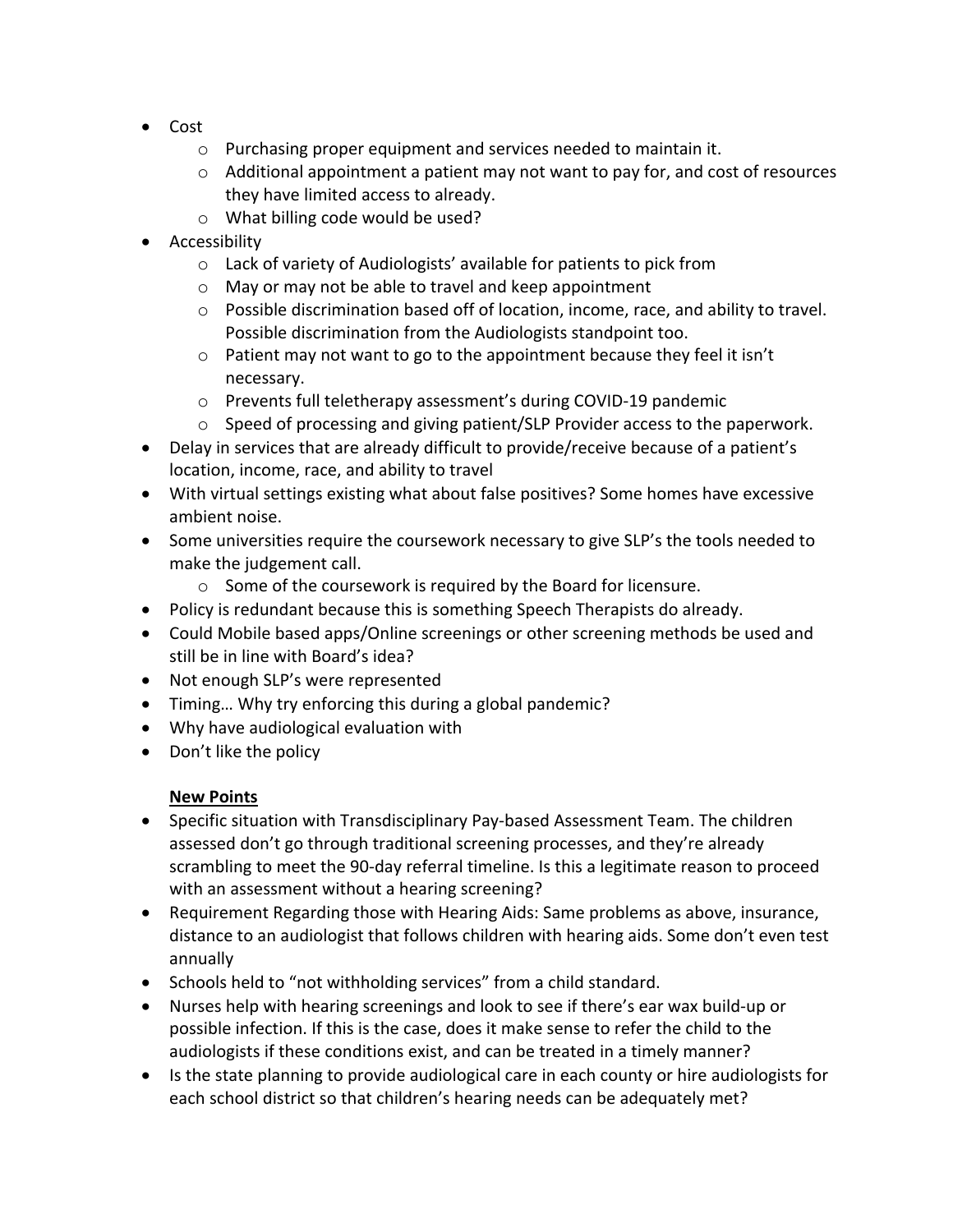- Cost
    - Purchasing proper equipment and services needed to maintain it.
    - Additional appointment a patient may not want to pay for, and cost of resources they have limited access to already.
    - What billing code would be used?
- Accessibility
    - Lack of variety of Audiologists' available for patients to pick from
    - May or may not be able to travel and keep appointment
    - Possible discrimination based off of location, income, race, and ability to travel. Possible discrimination from the Audiologists standpoint too.
    - Patient may not want to go to the appointment because they feel it isn't necessary.
    - Prevents full teletherapy assessment's during COVID-19 pandemic
    - Speed of processing and giving patient/SLP Provider access to the paperwork.
- Delay in services that are already difficult to provide/receive because of a patient's location, income, race, and ability to travel
- With virtual settings existing what about false positives? Some homes have excessive ambient noise.
- Some universities require the coursework necessary to give SLP's the tools needed to make the judgement call.
    - Some of the coursework is required by the Board for licensure.
- Policy is redundant because this is something Speech Therapists do already.
- Could Mobile based apps/Online screenings or other screening methods be used and still be in line with Board's idea?
- Not enough SLP's were represented
- Timing… Why try enforcing this during a global pandemic?
- Why have audiological evaluation with
- Don't like the policy

**New Points**

- Specific situation with Transdisciplinary Pay-based Assessment Team. The children assessed don't go through traditional screening processes, and they're already scrambling to meet the 90-day referral timeline. Is this a legitimate reason to proceed with an assessment without a hearing screening?
- Requirement Regarding those with Hearing Aids: Same problems as above, insurance, distance to an audiologist that follows children with hearing aids. Some don't even test annually
- Schools held to "not withholding services" from a child standard.
- Nurses help with hearing screenings and look to see if there's ear wax build-up or possible infection. If this is the case, does it make sense to refer the child to the audiologists if these conditions exist, and can be treated in a timely manner?
- Is the state planning to provide audiological care in each county or hire audiologists for each school district so that children's hearing needs can be adequately met?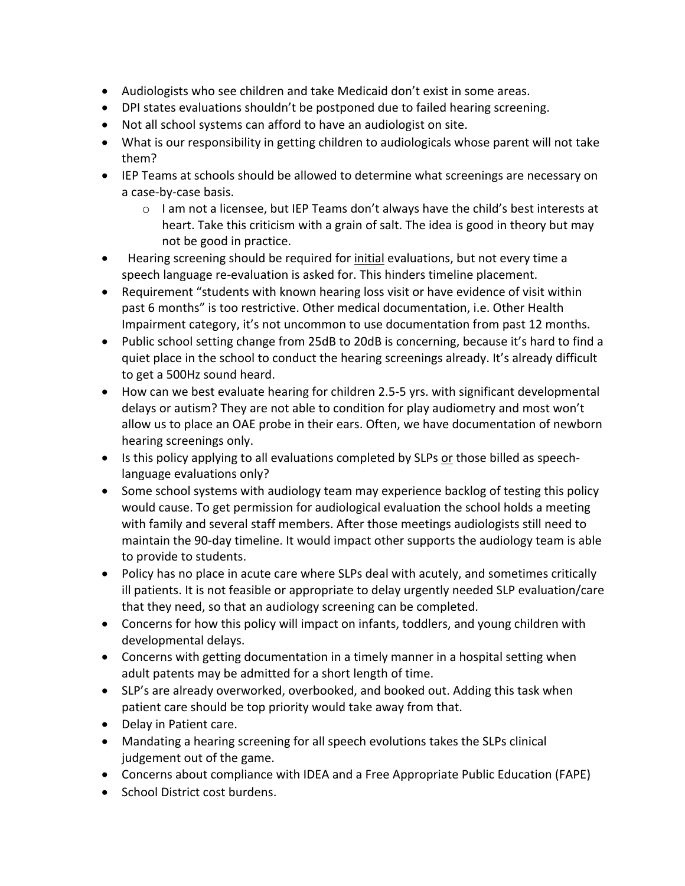- Audiologists who see children and take Medicaid don't exist in some areas.
- DPI states evaluations shouldn't be postponed due to failed hearing screening.
- Not all school systems can afford to have an audiologist on site.
- What is our responsibility in getting children to audiologicals whose parent will not take them?
- IEP Teams at schools should be allowed to determine what screenings are necessary on a case-by-case basis.
    - I am not a licensee, but IEP Teams don't always have the child's best interests at heart. Take this criticism with a grain of salt. The idea is good in theory but may not be good in practice.
- Hearing screening should be required for <u>initial</u> evaluations, but not every time a speech language re-evaluation is asked for. This hinders timeline placement.
- Requirement "students with known hearing loss visit or have evidence of visit within past 6 months" is too restrictive. Other medical documentation, i.e. Other Health Impairment category, it's not uncommon to use documentation from past 12 months.
- Public school setting change from 25dB to 20dB is concerning, because it's hard to find a quiet place in the school to conduct the hearing screenings already. It's already difficult to get a 500Hz sound heard.
- How can we best evaluate hearing for children 2.5-5 yrs. with significant developmental delays or autism? They are not able to condition for play audiometry and most won't allow us to place an OAE probe in their ears. Often, we have documentation of newborn hearing screenings only.
- Is this policy applying to all evaluations completed by SLPs <u>or</u> those billed as speech-language evaluations only?
- Some school systems with audiology team may experience backlog of testing this policy would cause. To get permission for audiological evaluation the school holds a meeting with family and several staff members. After those meetings audiologists still need to maintain the 90-day timeline. It would impact other supports the audiology team is able to provide to students.
- Policy has no place in acute care where SLPs deal with acutely, and sometimes critically ill patients. It is not feasible or appropriate to delay urgently needed SLP evaluation/care that they need, so that an audiology screening can be completed.
- Concerns for how this policy will impact on infants, toddlers, and young children with developmental delays.
- Concerns with getting documentation in a timely manner in a hospital setting when adult patents may be admitted for a short length of time.
- SLP's are already overworked, overbooked, and booked out. Adding this task when patient care should be top priority would take away from that.
- Delay in Patient care.
- Mandating a hearing screening for all speech evolutions takes the SLPs clinical judgement out of the game.
- Concerns about compliance with IDEA and a Free Appropriate Public Education (FAPE)
- School District cost burdens.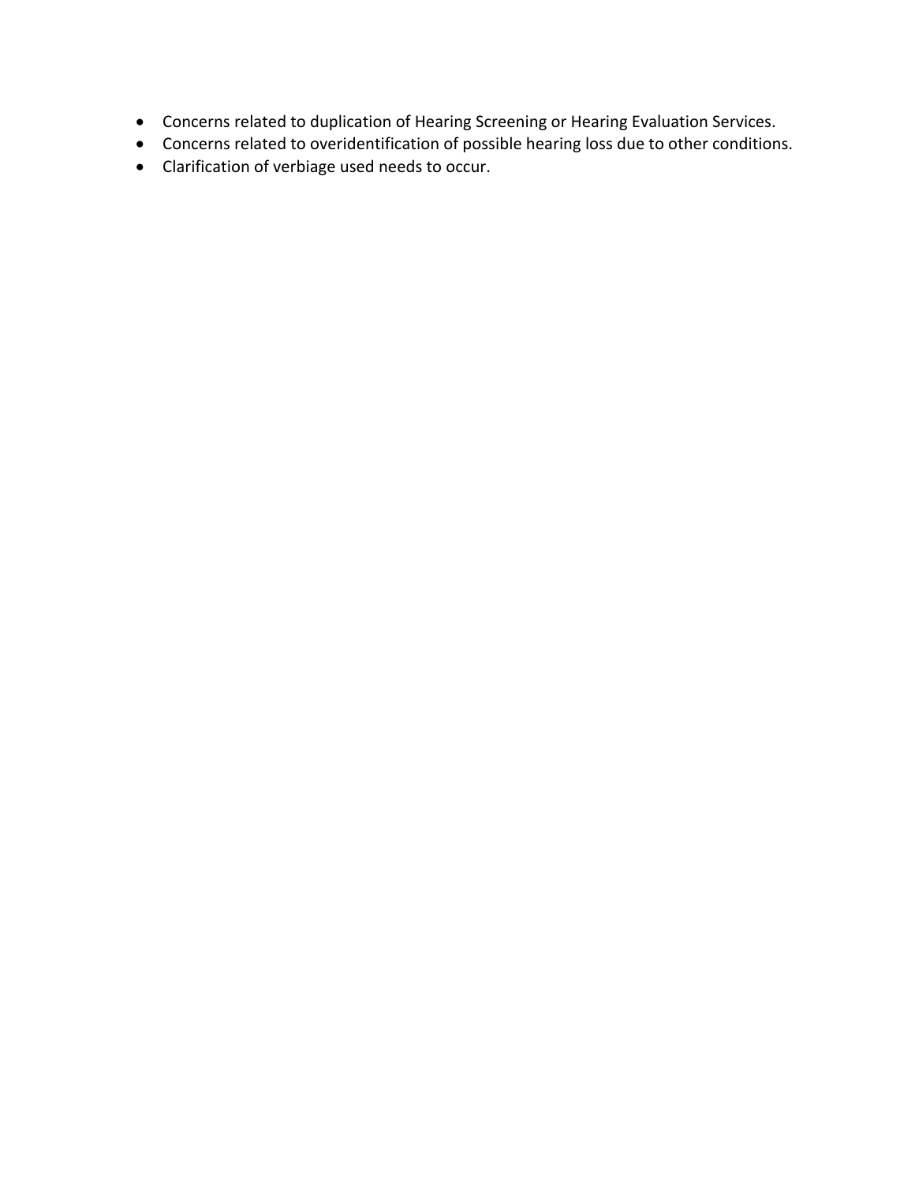- Concerns related to duplication of Hearing Screening or Hearing Evaluation Services.
- Concerns related to overidentification of possible hearing loss due to other conditions.
- Clarification of verbiage used needs to occur.